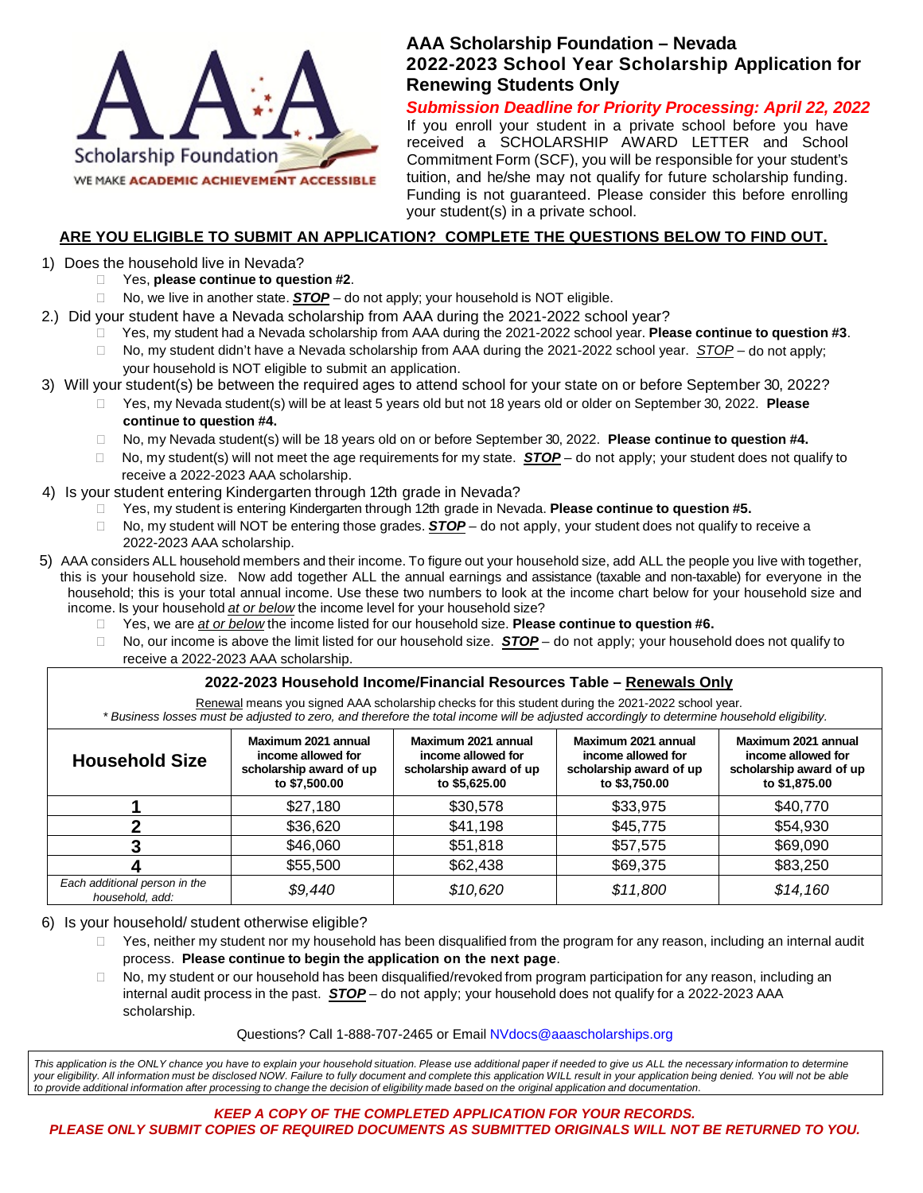# AAA Scholarship Foundation – Nevada
## 2022-2023 School Year Scholarship Application for Renewing Students Only

***Submission Deadline for Priority Processing: April 22, 2022***

If you enroll your student in a private school before you have received a SCHOLARSHIP AWARD LETTER and School Commitment Form (SCF), you will be responsible for your student's tuition, and he/she may not qualify for future scholarship funding. Funding is not guaranteed. Please consider this before enrolling your student(s) in a private school.

**ARE YOU ELIGIBLE TO SUBMIT AN APPLICATION? COMPLETE THE QUESTIONS BELOW TO FIND OUT.**

1) Does the household live in Nevada?
   - ☐ Yes, **please continue to question #2**.
   - ☐ No, we live in another state. ***STOP*** – do not apply; your household is NOT eligible.

2.) Did your student have a Nevada scholarship from AAA during the 2021-2022 school year?
   - ☐ Yes, my student had a Nevada scholarship from AAA during the 2021-2022 school year. **Please continue to question #3**.
   - ☐ No, my student didn't have a Nevada scholarship from AAA during the 2021-2022 school year. *STOP* – do not apply; your household is NOT eligible to submit an application.

3) Will your student(s) be between the required ages to attend school for your state on or before September 30, 2022?
   - ☐ Yes, my Nevada student(s) will be at least 5 years old but not 18 years old or older on September 30, 2022. **Please continue to question #4.**
   - ☐ No, my Nevada student(s) will be 18 years old on or before September 30, 2022. **Please continue to question #4.**
   - ☐ No, my student(s) will not meet the age requirements for my state. ***STOP*** – do not apply; your student does not qualify to receive a 2022-2023 AAA scholarship.

4) Is your student entering Kindergarten through 12th grade in Nevada?
   - ☐ Yes, my student is entering Kindergarten through 12th grade in Nevada. **Please continue to question #5.**
   - ☐ No, my student will NOT be entering those grades. ***STOP*** – do not apply, your student does not qualify to receive a 2022-2023 AAA scholarship.

5) AAA considers ALL household members and their income. To figure out your household size, add ALL the people you live with together, this is your household size. Now add together ALL the annual earnings and assistance (taxable and non-taxable) for everyone in the household; this is your total annual income. Use these two numbers to look at the income chart below for your household size and income. Is your household *at or below* the income level for your household size?
   - ☐ Yes, we are *at or below* the income listed for our household size. **Please continue to question #6.**
   - ☐ No, our income is above the limit listed for our household size. ***STOP*** – do not apply; your household does not qualify to receive a 2022-2023 AAA scholarship.

**2022-2023 Household Income/Financial Resources Table – Renewals Only**

Renewal means you signed AAA scholarship checks for this student during the 2021-2022 school year.
*\* Business losses must be adjusted to zero, and therefore the total income will be adjusted accordingly to determine household eligibility.*

| Household Size | Maximum 2021 annual income allowed for scholarship award of up to $7,500.00 | Maximum 2021 annual income allowed for scholarship award of up to $5,625.00 | Maximum 2021 annual income allowed for scholarship award of up to $3,750.00 | Maximum 2021 annual income allowed for scholarship award of up to $1,875.00 |
|---|---|---|---|---|
| **1** | $27,180 | $30,578 | $33,975 | $40,770 |
| **2** | $36,620 | $41,198 | $45,775 | $54,930 |
| **3** | $46,060 | $51,818 | $57,575 | $69,090 |
| **4** | $55,500 | $62,438 | $69,375 | $83,250 |
| *Each additional person in the household, add:* | *$9,440* | *$10,620* | *$11,800* | *$14,160* |

6) Is your household/ student otherwise eligible?
   - ☐ Yes, neither my student nor my household has been disqualified from the program for any reason, including an internal audit process. **Please continue to begin the application on the next page**.
   - ☐ No, my student or our household has been disqualified/revoked from program participation for any reason, including an internal audit process in the past. ***STOP*** – do not apply; your household does not qualify for a 2022-2023 AAA scholarship.

Questions? Call 1-888-707-2465 or Email NVdocs@aaascholarships.org

*This application is the ONLY chance you have to explain your household situation. Please use additional paper if needed to give us ALL the necessary information to determine your eligibility. All information must be disclosed NOW. Failure to fully document and complete this application WILL result in your application being denied. You will not be able to provide additional information after processing to change the decision of eligibility made based on the original application and documentation.*

***KEEP A COPY OF THE COMPLETED APPLICATION FOR YOUR RECORDS.***
***PLEASE ONLY SUBMIT COPIES OF REQUIRED DOCUMENTS AS SUBMITTED ORIGINALS WILL NOT BE RETURNED TO YOU.***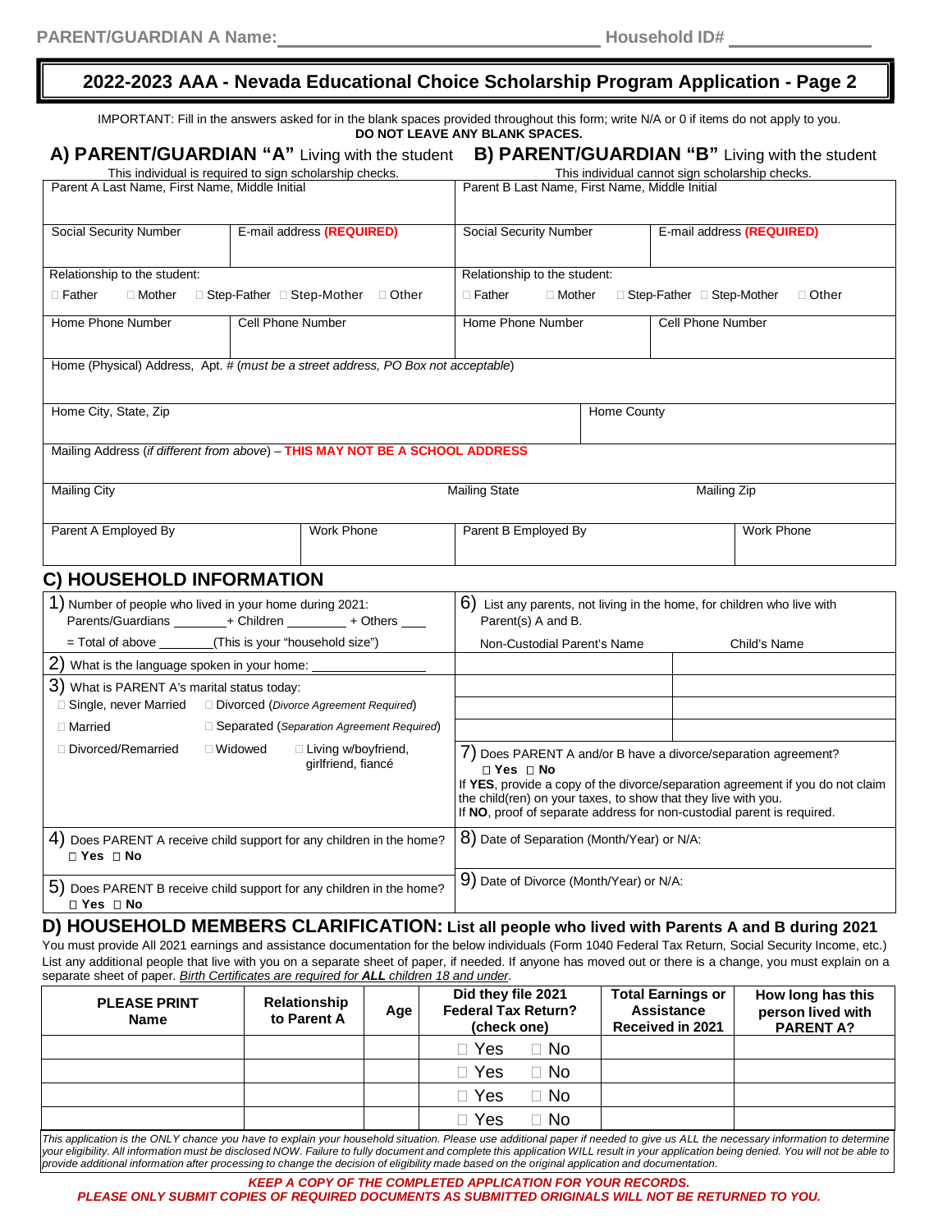PARENT/GUARDIAN A Name:\_\_\_\_\_\_\_\_\_\_\_\_\_\_\_\_\_\_\_\_\_\_\_\_\_\_\_\_ Household ID# \_\_\_\_\_\_\_\_\_\_\_\_\_\_

# 2022-2023 AAA - Nevada Educational Choice Scholarship Program Application - Page 2

IMPORTANT: Fill in the answers asked for in the blank spaces provided throughout this form; write N/A or 0 if items do not apply to you.
**DO NOT LEAVE ANY BLANK SPACES.**

## A) PARENT/GUARDIAN "A" Living with the student

This individual is required to sign scholarship checks.

## B) PARENT/GUARDIAN "B" Living with the student

This individual cannot sign scholarship checks.

| Parent A Last Name, First Name, Middle Initial | | Parent B Last Name, First Name, Middle Initial | |
|---|---|---|---|
| Social Security Number | E-mail address **(REQUIRED)** | Social Security Number | E-mail address **(REQUIRED)** |
| Relationship to the student: ☐ Father ☐ Mother ☐ Step-Father ☐ Step-Mother ☐ Other | | Relationship to the student: ☐ Father ☐ Mother ☐ Step-Father ☐ Step-Mother ☐ Other | |
| Home Phone Number | Cell Phone Number | Home Phone Number | Cell Phone Number |

| Home (Physical) Address, Apt. # (*must be a street address, PO Box not acceptable*) | | |
|---|---|---|
| Home City, State, Zip | | Home County |
| Mailing Address (*if different from above*) – **THIS MAY NOT BE A SCHOOL ADDRESS** | | |
| Mailing City | Mailing State | Mailing Zip |

| Parent A Employed By | Work Phone | Parent B Employed By | Work Phone |
|---|---|---|---|

## C) HOUSEHOLD INFORMATION

1) Number of people who lived in your home during 2021:
Parents/Guardians \_\_\_\_\_\_\_ + Children \_\_\_\_\_\_\_\_ + Others \_\_\_\_
= Total of above \_\_\_\_\_\_\_(This is your "household size")

2) What is the language spoken in your home: \_\_\_\_\_\_\_\_\_\_\_\_\_\_\_

3) What is PARENT A's marital status today:
☐ Single, never Married ☐ Divorced (*Divorce Agreement Required*)
☐ Married ☐ Separated (*Separation Agreement Required*)
☐ Divorced/Remarried ☐ Widowed ☐ Living w/boyfriend, girlfriend, fiancé

4) Does PARENT A receive child support for any children in the home?
☐ **Yes** ☐ **No**

5) Does PARENT B receive child support for any children in the home?
☐ **Yes** ☐ **No**

6) List any parents, not living in the home, for children who live with Parent(s) A and B.

| Non-Custodial Parent's Name | Child's Name |
|---|---|
| | |
| | |
| | |

7) Does PARENT A and/or B have a divorce/separation agreement?
☐ **Yes** ☐ **No**
If **YES**, provide a copy of the divorce/separation agreement if you do not claim the child(ren) on your taxes, to show that they live with you.
If **NO**, proof of separate address for non-custodial parent is required.

8) Date of Separation (Month/Year) or N/A:

9) Date of Divorce (Month/Year) or N/A:

## D) HOUSEHOLD MEMBERS CLARIFICATION: List all people who lived with Parents A and B during 2021

You must provide All 2021 earnings and assistance documentation for the below individuals (Form 1040 Federal Tax Return, Social Security Income, etc.) List any additional people that live with you on a separate sheet of paper, if needed. If anyone has moved out or there is a change, you must explain on a separate sheet of paper. *Birth Certificates are required for **ALL** children 18 and under*.

| PLEASE PRINT Name | Relationship to Parent A | Age | Did they file 2021 Federal Tax Return? (check one) | Total Earnings or Assistance Received in 2021 | How long has this person lived with PARENT A? |
|---|---|---|---|---|---|
| | | | ☐ Yes ☐ No | | |
| | | | ☐ Yes ☐ No | | |
| | | | ☐ Yes ☐ No | | |
| | | | ☐ Yes ☐ No | | |

*This application is the ONLY chance you have to explain your household situation. Please use additional paper if needed to give us ALL the necessary information to determine your eligibility. All information must be disclosed NOW. Failure to fully document and complete this application WILL result in your application being denied. You will not be able to provide additional information after processing to change the decision of eligibility made based on the original application and documentation.*

***KEEP A COPY OF THE COMPLETED APPLICATION FOR YOUR RECORDS.***
***PLEASE ONLY SUBMIT COPIES OF REQUIRED DOCUMENTS AS SUBMITTED ORIGINALS WILL NOT BE RETURNED TO YOU.***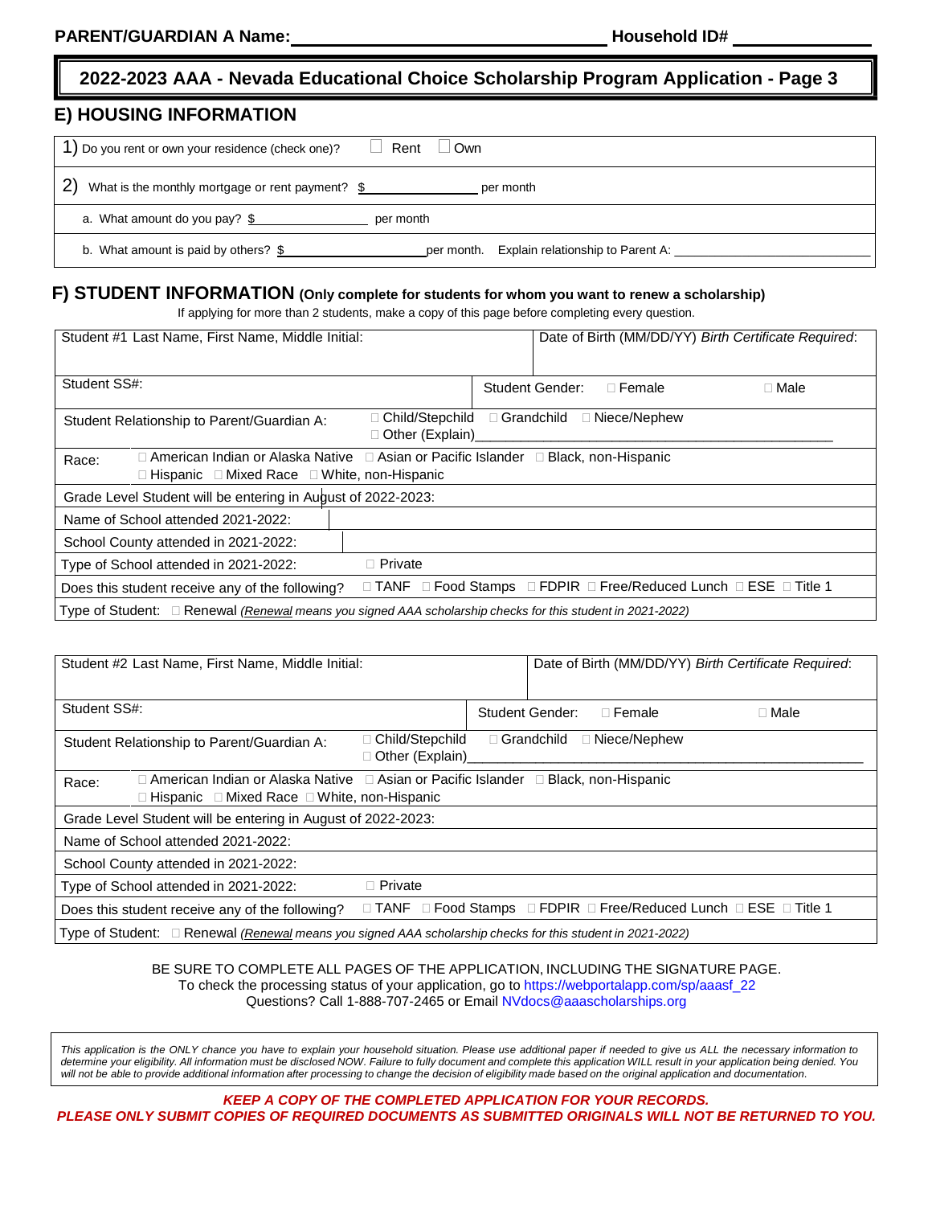PARENT/GUARDIAN A Name: ______________________ Household ID# ____________

# 2022-2023 AAA - Nevada Educational Choice Scholarship Program Application - Page 3

## E) HOUSING INFORMATION

| | |
|---|---|
| 1) Do you rent or own your residence (check one)? | ☐ Rent ☐ Own |
| 2) What is the monthly mortgage or rent payment? $______________ per month | |
| a. What amount do you pay? $______________ per month | |
| b. What amount is paid by others? $______________ per month. Explain relationship to Parent A: ______________ | |

## F) STUDENT INFORMATION (Only complete for students for whom you want to renew a scholarship)

If applying for more than 2 students, make a copy of this page before completing every question.

| | | |
|---|---|---|
| Student #1 Last Name, First Name, Middle Initial: | | Date of Birth (MM/DD/YY) *Birth Certificate Required*: |
| Student SS#: | Student Gender: ☐ Female | ☐ Male |
| Student Relationship to Parent/Guardian A: | ☐ Child/Stepchild ☐ Grandchild ☐ Niece/Nephew ☐ Other (Explain)______________ | |
| Race: | ☐ American Indian or Alaska Native ☐ Asian or Pacific Islander ☐ Black, non-Hispanic ☐ Hispanic ☐ Mixed Race ☐ White, non-Hispanic | |
| Grade Level Student will be entering in August of 2022-2023: | | |
| Name of School attended 2021-2022: | | |
| School County attended in 2021-2022: | | |
| Type of School attended in 2021-2022: | ☐ Private | |
| Does this student receive any of the following? | ☐ TANF ☐ Food Stamps ☐ FDPIR ☐ Free/Reduced Lunch ☐ ESE ☐ Title 1 | |
| Type of Student: | ☐ Renewal *(Renewal means you signed AAA scholarship checks for this student in 2021-2022)* | |

| | | |
|---|---|---|
| Student #2 Last Name, First Name, Middle Initial: | | Date of Birth (MM/DD/YY) *Birth Certificate Required*: |
| Student SS#: | Student Gender: ☐ Female | ☐ Male |
| Student Relationship to Parent/Guardian A: | ☐ Child/Stepchild ☐ Grandchild ☐ Niece/Nephew ☐ Other (Explain)______________ | |
| Race: | ☐ American Indian or Alaska Native ☐ Asian or Pacific Islander ☐ Black, non-Hispanic ☐ Hispanic ☐ Mixed Race ☐ White, non-Hispanic | |
| Grade Level Student will be entering in August of 2022-2023: | | |
| Name of School attended 2021-2022: | | |
| School County attended in 2021-2022: | | |
| Type of School attended in 2021-2022: | ☐ Private | |
| Does this student receive any of the following? | ☐ TANF ☐ Food Stamps ☐ FDPIR ☐ Free/Reduced Lunch ☐ ESE ☐ Title 1 | |
| Type of Student: | ☐ Renewal *(Renewal means you signed AAA scholarship checks for this student in 2021-2022)* | |

BE SURE TO COMPLETE ALL PAGES OF THE APPLICATION, INCLUDING THE SIGNATURE PAGE.
To check the processing status of your application, go to https://webportalapp.com/sp/aaasf_22
Questions? Call 1-888-707-2465 or Email NVdocs@aaascholarships.org

*This application is the ONLY chance you have to explain your household situation. Please use additional paper if needed to give us ALL the necessary information to determine your eligibility. All information must be disclosed NOW. Failure to fully document and complete this application WILL result in your application being denied. You will not be able to provide additional information after processing to change the decision of eligibility made based on the original application and documentation.*

***KEEP A COPY OF THE COMPLETED APPLICATION FOR YOUR RECORDS.***
***PLEASE ONLY SUBMIT COPIES OF REQUIRED DOCUMENTS AS SUBMITTED ORIGINALS WILL NOT BE RETURNED TO YOU.***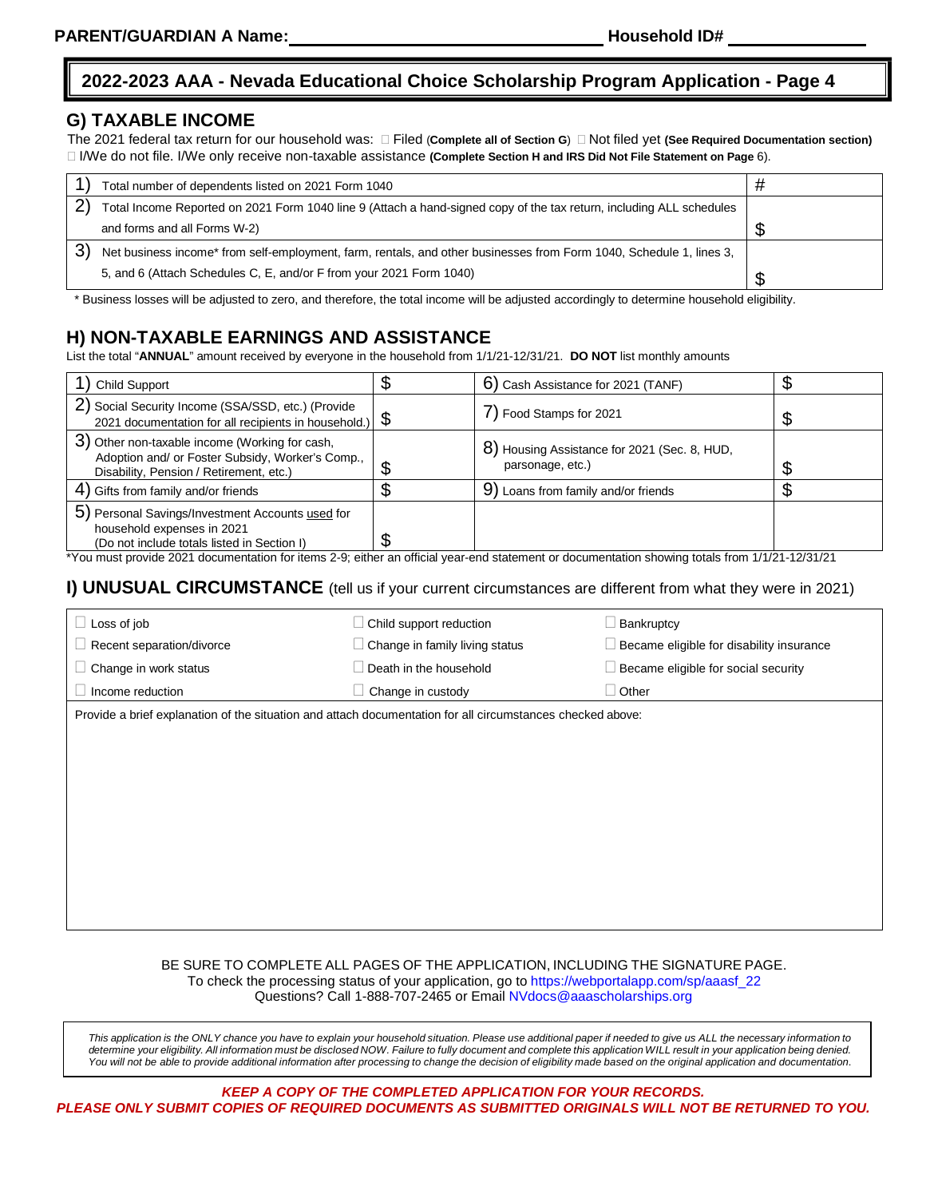PARENT/GUARDIAN A Name: ______________________ Household ID# ____________

## 2022-2023 AAA - Nevada Educational Choice Scholarship Program Application - Page 4

## G) TAXABLE INCOME

The 2021 federal tax return for our household was: ☐ Filed (**Complete all of Section G**) ☐ Not filed yet **(See Required Documentation section)**
☐ I/We do not file. I/We only receive non-taxable assistance **(Complete Section H and IRS Did Not File Statement on Page** 6).

| | |
|---|---|
| 1) Total number of dependents listed on 2021 Form 1040 | # |
| 2) Total Income Reported on 2021 Form 1040 line 9 (Attach a hand-signed copy of the tax return, including ALL schedules and forms and all Forms W-2) | $ |
| 3) Net business income* from self-employment, farm, rentals, and other businesses from Form 1040, Schedule 1, lines 3, 5, and 6 (Attach Schedules C, E, and/or F from your 2021 Form 1040) | $ |

\* Business losses will be adjusted to zero, and therefore, the total income will be adjusted accordingly to determine household eligibility.

## H) NON-TAXABLE EARNINGS AND ASSISTANCE

List the total "**ANNUAL**" amount received by everyone in the household from 1/1/21-12/31/21. **DO NOT** list monthly amounts

| | | | |
|---|---|---|---|
| 1) Child Support | $ | 6) Cash Assistance for 2021 (TANF) | $ |
| 2) Social Security Income (SSA/SSD, etc.) (Provide 2021 documentation for all recipients in household.) | $ | 7) Food Stamps for 2021 | $ |
| 3) Other non-taxable income (Working for cash, Adoption and/ or Foster Subsidy, Worker's Comp., Disability, Pension / Retirement, etc.) | $ | 8) Housing Assistance for 2021 (Sec. 8, HUD, parsonage, etc.) | $ |
| 4) Gifts from family and/or friends | $ | 9) Loans from family and/or friends | $ |
| 5) Personal Savings/Investment Accounts used for household expenses in 2021 (Do not include totals listed in Section I) | $ | | |

\*You must provide 2021 documentation for items 2-9; either an official year-end statement or documentation showing totals from 1/1/21-12/31/21

## I) UNUSUAL CIRCUMSTANCE (tell us if your current circumstances are different from what they were in 2021)

| | | |
|---|---|---|
| ☐ Loss of job | ☐ Child support reduction | ☐ Bankruptcy |
| ☐ Recent separation/divorce | ☐ Change in family living status | ☐ Became eligible for disability insurance |
| ☐ Change in work status | ☐ Death in the household | ☐ Became eligible for social security |
| ☐ Income reduction | ☐ Change in custody | ☐ Other |

Provide a brief explanation of the situation and attach documentation for all circumstances checked above:

BE SURE TO COMPLETE ALL PAGES OF THE APPLICATION, INCLUDING THE SIGNATURE PAGE.
To check the processing status of your application, go to https://webportalapp.com/sp/aaasf_22
Questions? Call 1-888-707-2465 or Email NVdocs@aaascholarships.org

*This application is the ONLY chance you have to explain your household situation. Please use additional paper if needed to give us ALL the necessary information to determine your eligibility. All information must be disclosed NOW. Failure to fully document and complete this application WILL result in your application being denied. You will not be able to provide additional information after processing to change the decision of eligibility made based on the original application and documentation.*

***KEEP A COPY OF THE COMPLETED APPLICATION FOR YOUR RECORDS.***
***PLEASE ONLY SUBMIT COPIES OF REQUIRED DOCUMENTS AS SUBMITTED ORIGINALS WILL NOT BE RETURNED TO YOU.***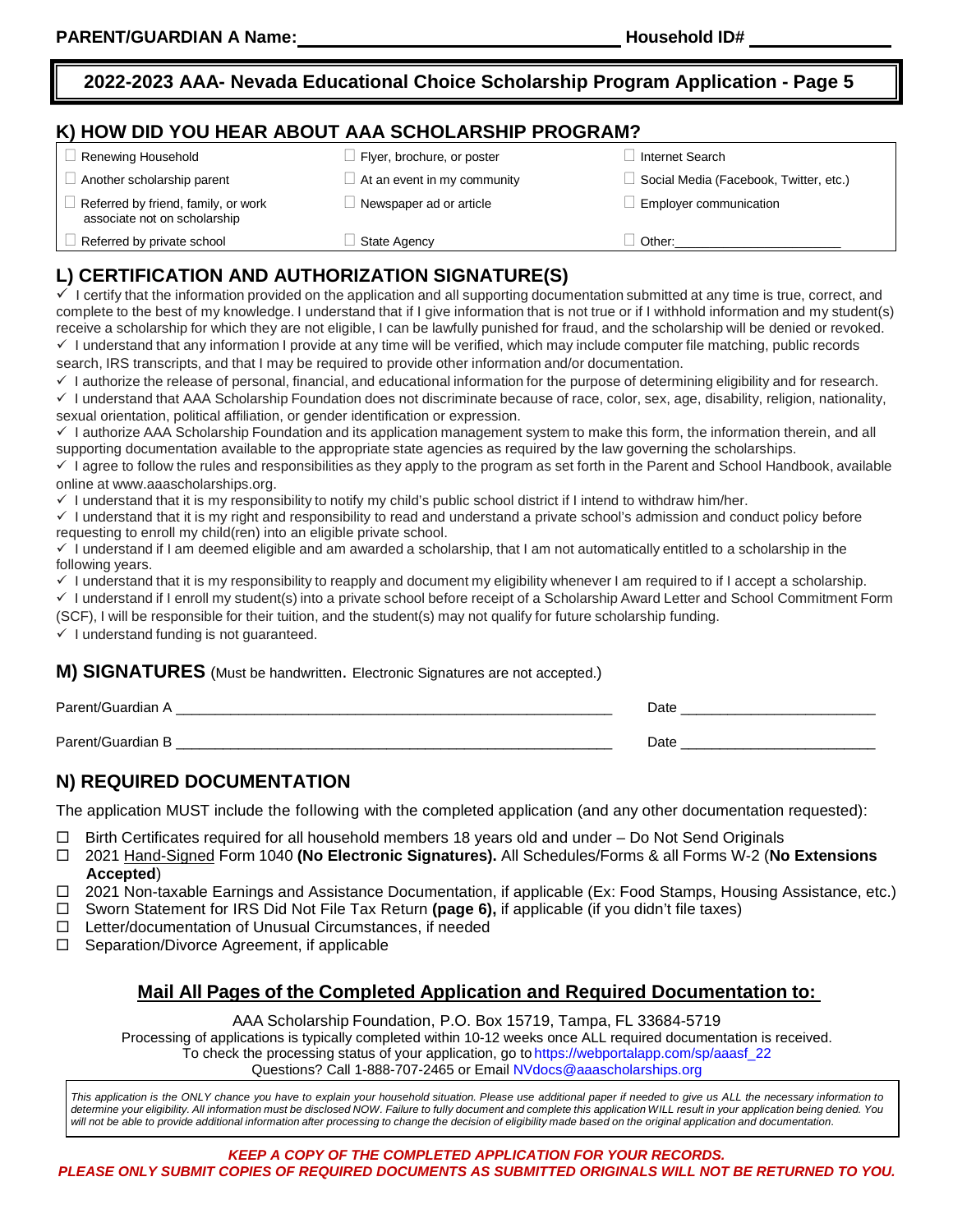**PARENT/GUARDIAN A Name:** ______________________________ **Household ID#** ______________

## 2022-2023 AAA- Nevada Educational Choice Scholarship Program Application - Page 5

### K) HOW DID YOU HEAR ABOUT AAA SCHOLARSHIP PROGRAM?

| | | |
|---|---|---|
| ☐ Renewing Household | ☐ Flyer, brochure, or poster | ☐ Internet Search |
| ☐ Another scholarship parent | ☐ At an event in my community | ☐ Social Media (Facebook, Twitter, etc.) |
| ☐ Referred by friend, family, or work associate not on scholarship | ☐ Newspaper ad or article | ☐ Employer communication |
| ☐ Referred by private school | ☐ State Agency | ☐ Other:______________________ |

### L) CERTIFICATION AND AUTHORIZATION SIGNATURE(S)

✓ I certify that the information provided on the application and all supporting documentation submitted at any time is true, correct, and complete to the best of my knowledge. I understand that if I give information that is not true or if I withhold information and my student(s) receive a scholarship for which they are not eligible, I can be lawfully punished for fraud, and the scholarship will be denied or revoked.
✓ I understand that any information I provide at any time will be verified, which may include computer file matching, public records search, IRS transcripts, and that I may be required to provide other information and/or documentation.
✓ I authorize the release of personal, financial, and educational information for the purpose of determining eligibility and for research.
✓ I understand that AAA Scholarship Foundation does not discriminate because of race, color, sex, age, disability, religion, nationality, sexual orientation, political affiliation, or gender identification or expression.
✓ I authorize AAA Scholarship Foundation and its application management system to make this form, the information therein, and all supporting documentation available to the appropriate state agencies as required by the law governing the scholarships.
✓ I agree to follow the rules and responsibilities as they apply to the program as set forth in the Parent and School Handbook, available online at www.aaascholarships.org.
✓ I understand that it is my responsibility to notify my child's public school district if I intend to withdraw him/her.
✓ I understand that it is my right and responsibility to read and understand a private school's admission and conduct policy before requesting to enroll my child(ren) into an eligible private school.
✓ I understand if I am deemed eligible and am awarded a scholarship, that I am not automatically entitled to a scholarship in the following years.
✓ I understand that it is my responsibility to reapply and document my eligibility whenever I am required to if I accept a scholarship.
✓ I understand if I enroll my student(s) into a private school before receipt of a Scholarship Award Letter and School Commitment Form (SCF), I will be responsible for their tuition, and the student(s) may not qualify for future scholarship funding.
✓ I understand funding is not guaranteed.

### M) SIGNATURES (Must be handwritten. Electronic Signatures are not accepted.)

Parent/Guardian A ________________________________________________ Date ______________________

Parent/Guardian B ________________________________________________ Date ______________________

### N) REQUIRED DOCUMENTATION

The application MUST include the following with the completed application (and any other documentation requested):

- ☐ Birth Certificates required for all household members 18 years old and under – Do Not Send Originals
- ☐ 2021 Hand-Signed Form 1040 **(No Electronic Signatures).** All Schedules/Forms & all Forms W-2 (**No Extensions Accepted**)
- ☐ 2021 Non-taxable Earnings and Assistance Documentation, if applicable (Ex: Food Stamps, Housing Assistance, etc.)
- ☐ Sworn Statement for IRS Did Not File Tax Return **(page 6),** if applicable (if you didn't file taxes)
- ☐ Letter/documentation of Unusual Circumstances, if needed
- ☐ Separation/Divorce Agreement, if applicable

**Mail All Pages of the Completed Application and Required Documentation to:**

AAA Scholarship Foundation, P.O. Box 15719, Tampa, FL 33684-5719
Processing of applications is typically completed within 10-12 weeks once ALL required documentation is received.
To check the processing status of your application, go to https://webportalapp.com/sp/aaasf_22
Questions? Call 1-888-707-2465 or Email NVdocs@aaascholarships.org

*This application is the ONLY chance you have to explain your household situation. Please use additional paper if needed to give us ALL the necessary information to determine your eligibility. All information must be disclosed NOW. Failure to fully document and complete this application WILL result in your application being denied. You will not be able to provide additional information after processing to change the decision of eligibility made based on the original application and documentation.*

***KEEP A COPY OF THE COMPLETED APPLICATION FOR YOUR RECORDS.***
***PLEASE ONLY SUBMIT COPIES OF REQUIRED DOCUMENTS AS SUBMITTED ORIGINALS WILL NOT BE RETURNED TO YOU.***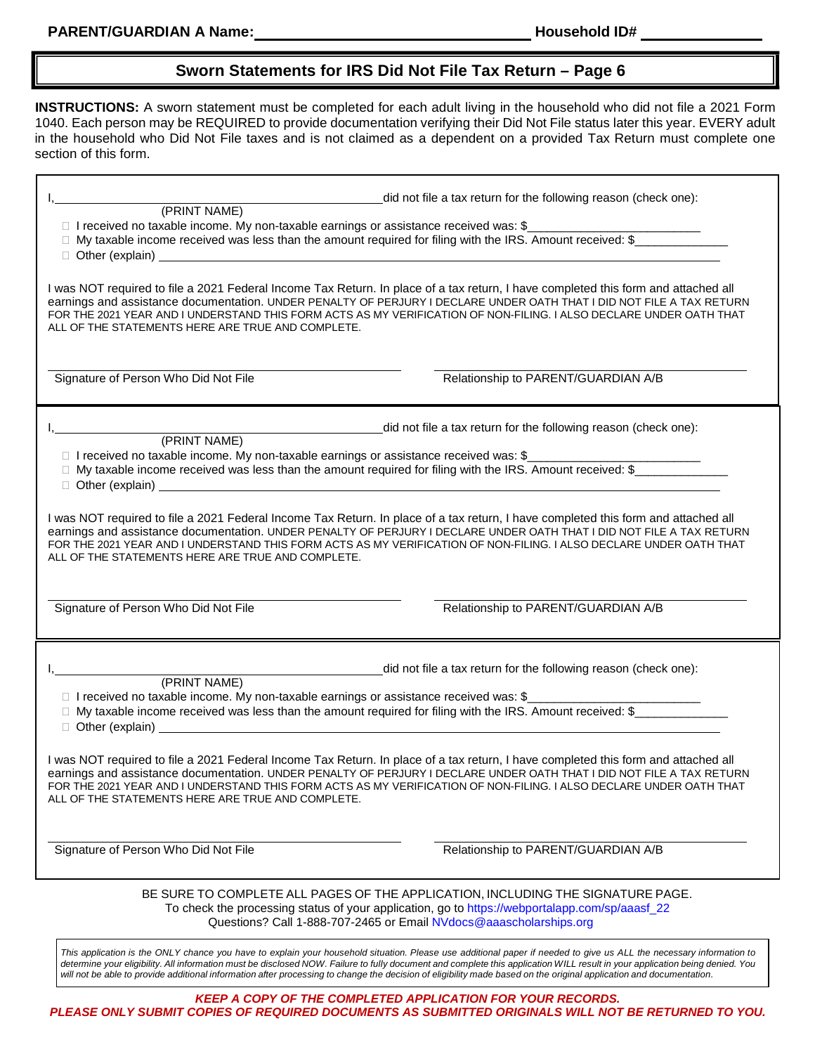**PARENT/GUARDIAN A Name:** ________________________________ **Household ID#** ______________

## Sworn Statements for IRS Did Not File Tax Return – Page 6

**INSTRUCTIONS:** A sworn statement must be completed for each adult living in the household who did not file a 2021 Form 1040. Each person may be REQUIRED to provide documentation verifying their Did Not File status later this year. EVERY adult in the household who Did Not File taxes and is not claimed as a dependent on a provided Tax Return must complete one section of this form.

I, ______________________________________________ did not file a tax return for the following reason (check one):
(PRINT NAME)

- ☐ I received no taxable income. My non-taxable earnings or assistance received was: $_________________________
- ☐ My taxable income received was less than the amount required for filing with the IRS. Amount received: $______________
- ☐ Other (explain) ____________________________________________________________________________

I was NOT required to file a 2021 Federal Income Tax Return. In place of a tax return, I have completed this form and attached all earnings and assistance documentation. UNDER PENALTY OF PERJURY I DECLARE UNDER OATH THAT I DID NOT FILE A TAX RETURN FOR THE 2021 YEAR AND I UNDERSTAND THIS FORM ACTS AS MY VERIFICATION OF NON-FILING. I ALSO DECLARE UNDER OATH THAT ALL OF THE STATEMENTS HERE ARE TRUE AND COMPLETE.

______________________________________ ______________________________________
Signature of Person Who Did Not File Relationship to PARENT/GUARDIAN A/B

---

I, ______________________________________________ did not file a tax return for the following reason (check one):
(PRINT NAME)

- ☐ I received no taxable income. My non-taxable earnings or assistance received was: $_________________________
- ☐ My taxable income received was less than the amount required for filing with the IRS. Amount received: $______________
- ☐ Other (explain) ____________________________________________________________________________

I was NOT required to file a 2021 Federal Income Tax Return. In place of a tax return, I have completed this form and attached all earnings and assistance documentation. UNDER PENALTY OF PERJURY I DECLARE UNDER OATH THAT I DID NOT FILE A TAX RETURN FOR THE 2021 YEAR AND I UNDERSTAND THIS FORM ACTS AS MY VERIFICATION OF NON-FILING. I ALSO DECLARE UNDER OATH THAT ALL OF THE STATEMENTS HERE ARE TRUE AND COMPLETE.

______________________________________ ______________________________________
Signature of Person Who Did Not File Relationship to PARENT/GUARDIAN A/B

---

I, ______________________________________________ did not file a tax return for the following reason (check one):
(PRINT NAME)

- ☐ I received no taxable income. My non-taxable earnings or assistance received was: $_________________________
- ☐ My taxable income received was less than the amount required for filing with the IRS. Amount received: $______________
- ☐ Other (explain) ____________________________________________________________________________

I was NOT required to file a 2021 Federal Income Tax Return. In place of a tax return, I have completed this form and attached all earnings and assistance documentation. UNDER PENALTY OF PERJURY I DECLARE UNDER OATH THAT I DID NOT FILE A TAX RETURN FOR THE 2021 YEAR AND I UNDERSTAND THIS FORM ACTS AS MY VERIFICATION OF NON-FILING. I ALSO DECLARE UNDER OATH THAT ALL OF THE STATEMENTS HERE ARE TRUE AND COMPLETE.

______________________________________ ______________________________________
Signature of Person Who Did Not File Relationship to PARENT/GUARDIAN A/B

---

BE SURE TO COMPLETE ALL PAGES OF THE APPLICATION, INCLUDING THE SIGNATURE PAGE.
To check the processing status of your application, go to https://webportalapp.com/sp/aaasf_22
Questions? Call 1-888-707-2465 or Email NVdocs@aaascholarships.org

*This application is the ONLY chance you have to explain your household situation. Please use additional paper if needed to give us ALL the necessary information to determine your eligibility. All information must be disclosed NOW. Failure to fully document and complete this application WILL result in your application being denied. You will not be able to provide additional information after processing to change the decision of eligibility made based on the original application and documentation.*

***KEEP A COPY OF THE COMPLETED APPLICATION FOR YOUR RECORDS.***
***PLEASE ONLY SUBMIT COPIES OF REQUIRED DOCUMENTS AS SUBMITTED ORIGINALS WILL NOT BE RETURNED TO YOU.***